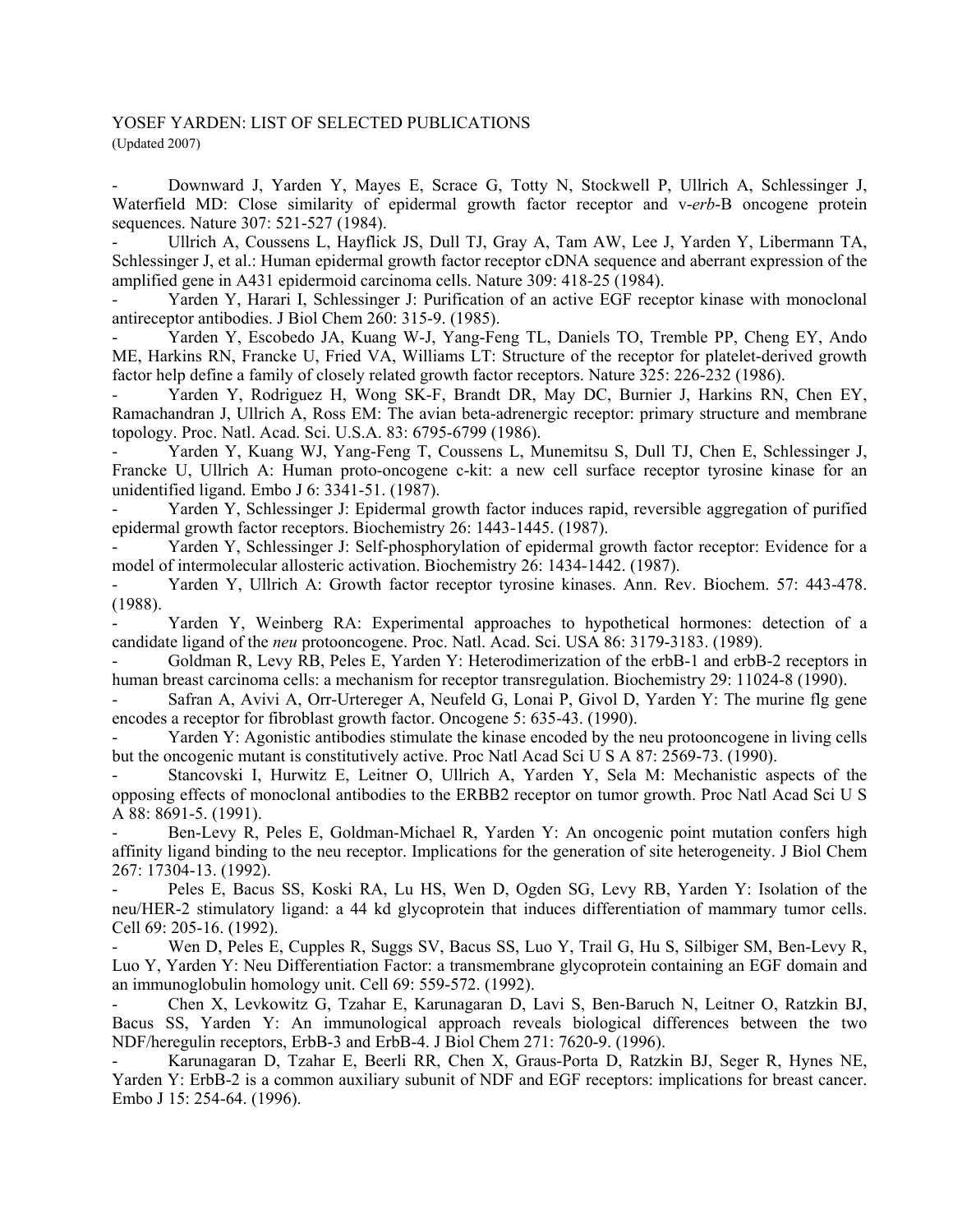YOSEF YARDEN: LIST OF SELECTED PUBLICATIONS

(Updated 2007)

- Downward J, Yarden Y, Mayes E, Scrace G, Totty N, Stockwell P, Ullrich A, Schlessinger J, Waterfield MD: Close similarity of epidermal growth factor receptor and v-*erb*-B oncogene protein sequences. Nature 307: 521-527 (1984).
- Ullrich A, Coussens L, Hayflick JS, Dull TJ, Gray A, Tam AW, Lee J, Yarden Y, Libermann TA, Schlessinger J, et al.: Human epidermal growth factor receptor cDNA sequence and aberrant expression of the amplified gene in A431 epidermoid carcinoma cells. Nature 309: 418-25 (1984).
- Yarden Y, Harari I, Schlessinger J: Purification of an active EGF receptor kinase with monoclonal antireceptor antibodies. J Biol Chem 260: 315-9. (1985).
- Yarden Y, Escobedo JA, Kuang W-J, Yang-Feng TL, Daniels TO, Tremble PP, Cheng EY, Ando ME, Harkins RN, Francke U, Fried VA, Williams LT: Structure of the receptor for platelet-derived growth factor help define a family of closely related growth factor receptors. Nature 325: 226-232 (1986).
- Yarden Y, Rodriguez H, Wong SK-F, Brandt DR, May DC, Burnier J, Harkins RN, Chen EY, Ramachandran J, Ullrich A, Ross EM: The avian beta-adrenergic receptor: primary structure and membrane topology. Proc. Natl. Acad. Sci. U.S.A. 83: 6795-6799 (1986).
- Yarden Y, Kuang WJ, Yang-Feng T, Coussens L, Munemitsu S, Dull TJ, Chen E, Schlessinger J, Francke U, Ullrich A: Human proto-oncogene c-kit: a new cell surface receptor tyrosine kinase for an unidentified ligand. Embo J 6: 3341-51. (1987).
- Yarden Y, Schlessinger J: Epidermal growth factor induces rapid, reversible aggregation of purified epidermal growth factor receptors. Biochemistry 26: 1443-1445. (1987).
- Yarden Y, Schlessinger J: Self-phosphorylation of epidermal growth factor receptor: Evidence for a model of intermolecular allosteric activation. Biochemistry 26: 1434-1442. (1987).
- Yarden Y, Ullrich A: Growth factor receptor tyrosine kinases. Ann. Rev. Biochem. 57: 443-478. (1988).
- Yarden Y, Weinberg RA: Experimental approaches to hypothetical hormones: detection of a candidate ligand of the *neu* protooncogene. Proc. Natl. Acad. Sci. USA 86: 3179-3183. (1989).
- Goldman R, Levy RB, Peles E, Yarden Y: Heterodimerization of the erbB-1 and erbB-2 receptors in human breast carcinoma cells: a mechanism for receptor transregulation. Biochemistry 29: 11024-8 (1990).
- Safran A, Avivi A, Orr-Urtereger A, Neufeld G, Lonai P, Givol D, Yarden Y: The murine flg gene encodes a receptor for fibroblast growth factor. Oncogene 5: 635-43. (1990).
- Yarden Y: Agonistic antibodies stimulate the kinase encoded by the neu protooncogene in living cells but the oncogenic mutant is constitutively active. Proc Natl Acad Sci U S A 87: 2569-73. (1990).
- Stancovski I, Hurwitz E, Leitner O, Ullrich A, Yarden Y, Sela M: Mechanistic aspects of the opposing effects of monoclonal antibodies to the ERBB2 receptor on tumor growth. Proc Natl Acad Sci U S A 88: 8691-5. (1991).
- Ben-Levy R, Peles E, Goldman-Michael R, Yarden Y: An oncogenic point mutation confers high affinity ligand binding to the neu receptor. Implications for the generation of site heterogeneity. J Biol Chem 267: 17304-13. (1992).
- Peles E, Bacus SS, Koski RA, Lu HS, Wen D, Ogden SG, Levy RB, Yarden Y: Isolation of the neu/HER-2 stimulatory ligand: a 44 kd glycoprotein that induces differentiation of mammary tumor cells. Cell 69: 205-16. (1992).
- Wen D, Peles E, Cupples R, Suggs SV, Bacus SS, Luo Y, Trail G, Hu S, Silbiger SM, Ben-Levy R, Luo Y, Yarden Y: Neu Differentiation Factor: a transmembrane glycoprotein containing an EGF domain and an immunoglobulin homology unit. Cell 69: 559-572. (1992).
- Chen X, Levkowitz G, Tzahar E, Karunagaran D, Lavi S, Ben-Baruch N, Leitner O, Ratzkin BJ, Bacus SS, Yarden Y: An immunological approach reveals biological differences between the two NDF/heregulin receptors, ErbB-3 and ErbB-4. J Biol Chem 271: 7620-9. (1996).
- Karunagaran D, Tzahar E, Beerli RR, Chen X, Graus-Porta D, Ratzkin BJ, Seger R, Hynes NE, Yarden Y: ErbB-2 is a common auxiliary subunit of NDF and EGF receptors: implications for breast cancer. Embo J 15: 254-64. (1996).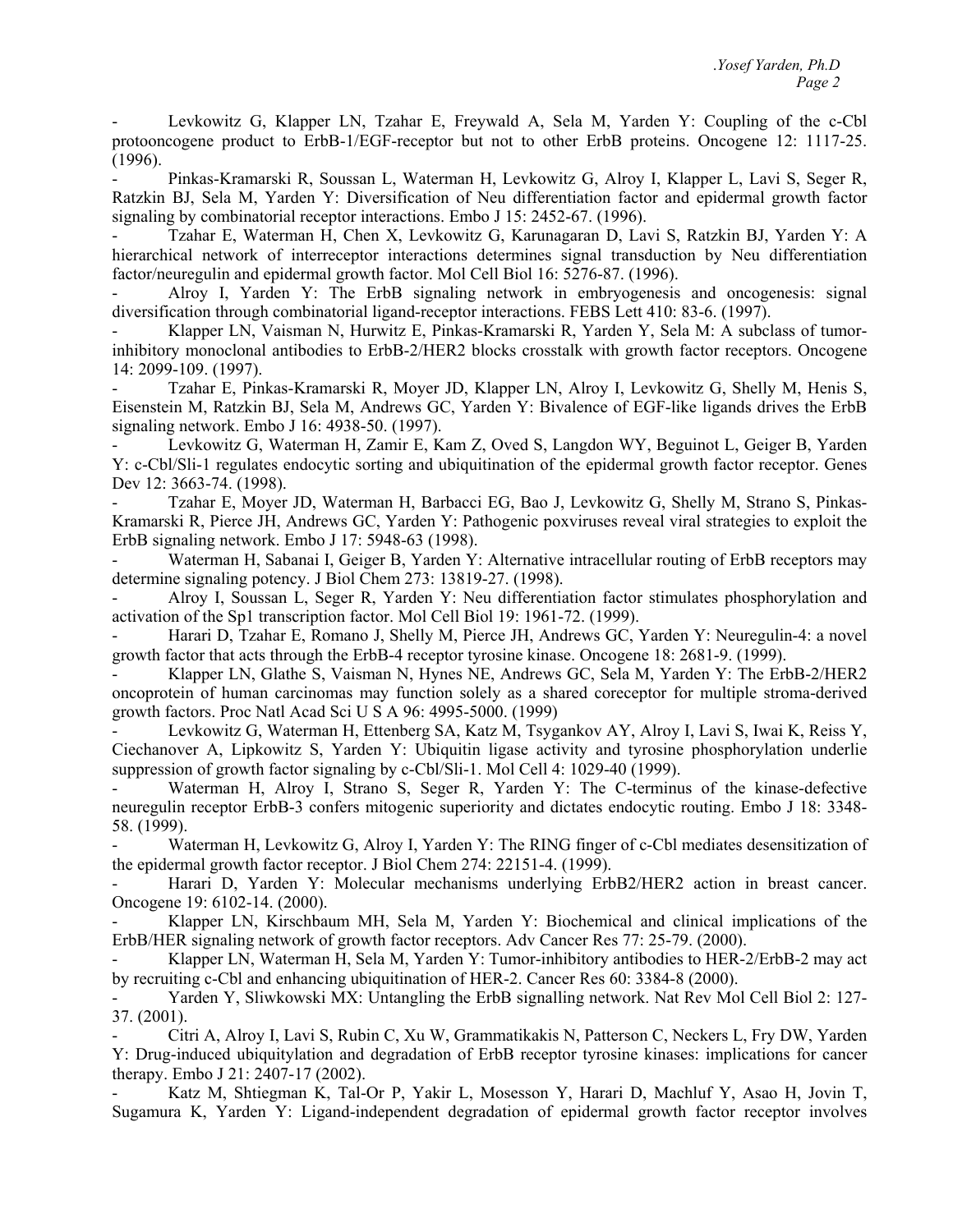- Levkowitz G, Klapper LN, Tzahar E, Freywald A, Sela M, Yarden Y: Coupling of the c-Cbl protooncogene product to ErbB-1/EGF-receptor but not to other ErbB proteins. Oncogene 12: 1117-25. (1996).
- Pinkas-Kramarski R, Soussan L, Waterman H, Levkowitz G, Alroy I, Klapper L, Lavi S, Seger R, Ratzkin BJ, Sela M, Yarden Y: Diversification of Neu differentiation factor and epidermal growth factor signaling by combinatorial receptor interactions. Embo J 15: 2452-67. (1996).
- Tzahar E, Waterman H, Chen X, Levkowitz G, Karunagaran D, Lavi S, Ratzkin BJ, Yarden Y: A hierarchical network of interreceptor interactions determines signal transduction by Neu differentiation factor/neuregulin and epidermal growth factor. Mol Cell Biol 16: 5276-87. (1996).
- Alroy I, Yarden Y: The ErbB signaling network in embryogenesis and oncogenesis: signal diversification through combinatorial ligand-receptor interactions. FEBS Lett 410: 83-6. (1997).
- Klapper LN, Vaisman N, Hurwitz E, Pinkas-Kramarski R, Yarden Y, Sela M: A subclass of tumor-inhibitory monoclonal antibodies to ErbB-2/HER2 blocks crosstalk with growth factor receptors. Oncogene 14: 2099-109. (1997).
- Tzahar E, Pinkas-Kramarski R, Moyer JD, Klapper LN, Alroy I, Levkowitz G, Shelly M, Henis S, Eisenstein M, Ratzkin BJ, Sela M, Andrews GC, Yarden Y: Bivalence of EGF-like ligands drives the ErbB signaling network. Embo J 16: 4938-50. (1997).
- Levkowitz G, Waterman H, Zamir E, Kam Z, Oved S, Langdon WY, Beguinot L, Geiger B, Yarden Y: c-Cbl/Sli-1 regulates endocytic sorting and ubiquitination of the epidermal growth factor receptor. Genes Dev 12: 3663-74. (1998).
- Tzahar E, Moyer JD, Waterman H, Barbacci EG, Bao J, Levkowitz G, Shelly M, Strano S, Pinkas-Kramarski R, Pierce JH, Andrews GC, Yarden Y: Pathogenic poxviruses reveal viral strategies to exploit the ErbB signaling network. Embo J 17: 5948-63 (1998).
- Waterman H, Sabanai I, Geiger B, Yarden Y: Alternative intracellular routing of ErbB receptors may determine signaling potency. J Biol Chem 273: 13819-27. (1998).
- Alroy I, Soussan L, Seger R, Yarden Y: Neu differentiation factor stimulates phosphorylation and activation of the Sp1 transcription factor. Mol Cell Biol 19: 1961-72. (1999).
- Harari D, Tzahar E, Romano J, Shelly M, Pierce JH, Andrews GC, Yarden Y: Neuregulin-4: a novel growth factor that acts through the ErbB-4 receptor tyrosine kinase. Oncogene 18: 2681-9. (1999).
- Klapper LN, Glathe S, Vaisman N, Hynes NE, Andrews GC, Sela M, Yarden Y: The ErbB-2/HER2 oncoprotein of human carcinomas may function solely as a shared coreceptor for multiple stroma-derived growth factors. Proc Natl Acad Sci U S A 96: 4995-5000. (1999)
- Levkowitz G, Waterman H, Ettenberg SA, Katz M, Tsygankov AY, Alroy I, Lavi S, Iwai K, Reiss Y, Ciechanover A, Lipkowitz S, Yarden Y: Ubiquitin ligase activity and tyrosine phosphorylation underlie suppression of growth factor signaling by c-Cbl/Sli-1. Mol Cell 4: 1029-40 (1999).
- Waterman H, Alroy I, Strano S, Seger R, Yarden Y: The C-terminus of the kinase-defective neuregulin receptor ErbB-3 confers mitogenic superiority and dictates endocytic routing. Embo J 18: 3348-58. (1999).
- Waterman H, Levkowitz G, Alroy I, Yarden Y: The RING finger of c-Cbl mediates desensitization of the epidermal growth factor receptor. J Biol Chem 274: 22151-4. (1999).
- Harari D, Yarden Y: Molecular mechanisms underlying ErbB2/HER2 action in breast cancer. Oncogene 19: 6102-14. (2000).
- Klapper LN, Kirschbaum MH, Sela M, Yarden Y: Biochemical and clinical implications of the ErbB/HER signaling network of growth factor receptors. Adv Cancer Res 77: 25-79. (2000).
- Klapper LN, Waterman H, Sela M, Yarden Y: Tumor-inhibitory antibodies to HER-2/ErbB-2 may act by recruiting c-Cbl and enhancing ubiquitination of HER-2. Cancer Res 60: 3384-8 (2000).
- Yarden Y, Sliwkowski MX: Untangling the ErbB signalling network. Nat Rev Mol Cell Biol 2: 127-37. (2001).
- Citri A, Alroy I, Lavi S, Rubin C, Xu W, Grammatikakis N, Patterson C, Neckers L, Fry DW, Yarden Y: Drug-induced ubiquitylation and degradation of ErbB receptor tyrosine kinases: implications for cancer therapy. Embo J 21: 2407-17 (2002).
- Katz M, Shtiegman K, Tal-Or P, Yakir L, Mosesson Y, Harari D, Machluf Y, Asao H, Jovin T, Sugamura K, Yarden Y: Ligand-independent degradation of epidermal growth factor receptor involves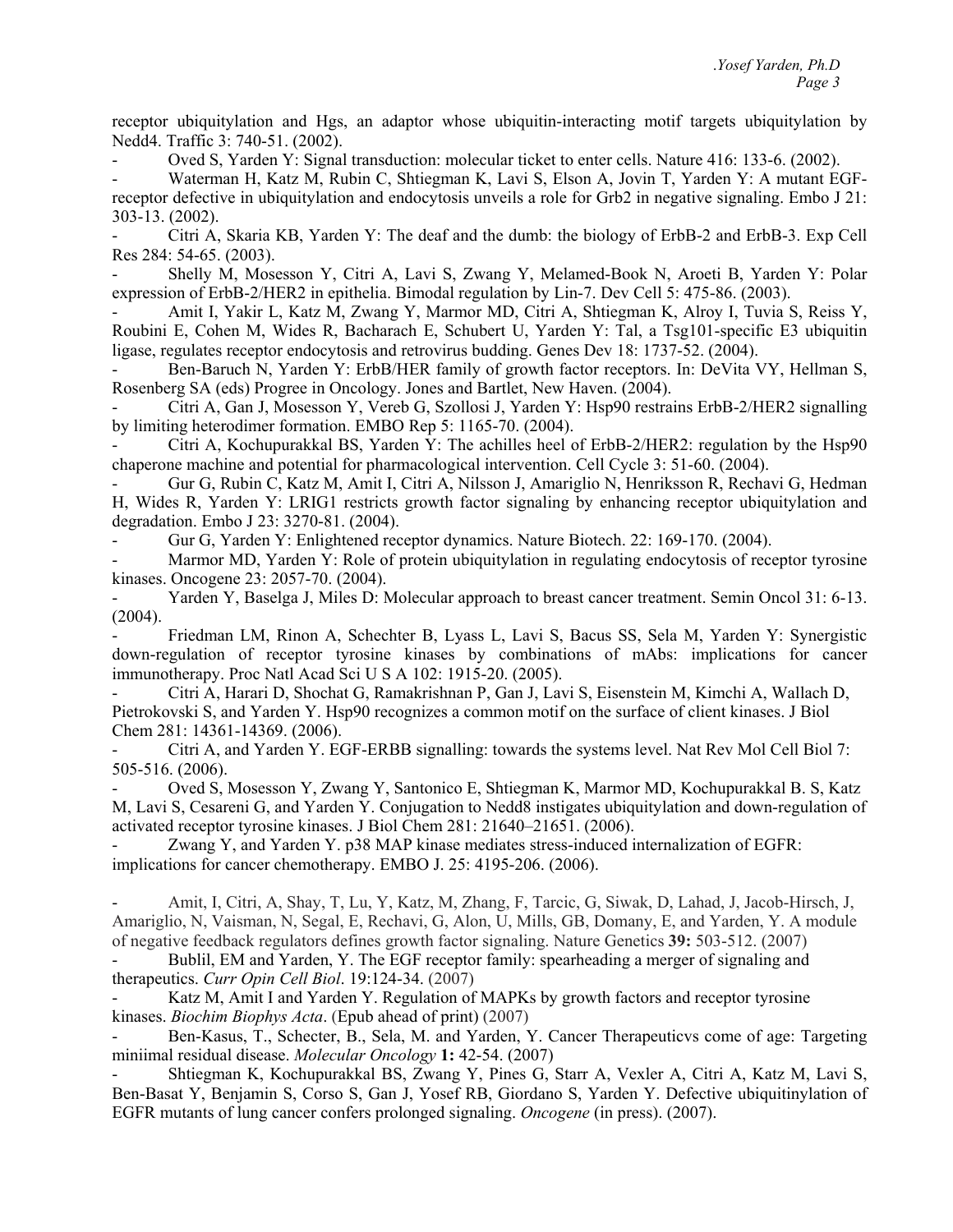receptor ubiquitylation and Hgs, an adaptor whose ubiquitin-interacting motif targets ubiquitylation by Nedd4. Traffic 3: 740-51. (2002).

- Oved S, Yarden Y: Signal transduction: molecular ticket to enter cells. Nature 416: 133-6. (2002).
- Waterman H, Katz M, Rubin C, Shtiegman K, Lavi S, Elson A, Jovin T, Yarden Y: A mutant EGF-receptor defective in ubiquitylation and endocytosis unveils a role for Grb2 in negative signaling. Embo J 21: 303-13. (2002).
- Citri A, Skaria KB, Yarden Y: The deaf and the dumb: the biology of ErbB-2 and ErbB-3. Exp Cell Res 284: 54-65. (2003).
- Shelly M, Mosesson Y, Citri A, Lavi S, Zwang Y, Melamed-Book N, Aroeti B, Yarden Y: Polar expression of ErbB-2/HER2 in epithelia. Bimodal regulation by Lin-7. Dev Cell 5: 475-86. (2003).
- Amit I, Yakir L, Katz M, Zwang Y, Marmor MD, Citri A, Shtiegman K, Alroy I, Tuvia S, Reiss Y, Roubini E, Cohen M, Wides R, Bacharach E, Schubert U, Yarden Y: Tal, a Tsg101-specific E3 ubiquitin ligase, regulates receptor endocytosis and retrovirus budding. Genes Dev 18: 1737-52. (2004).
- Ben-Baruch N, Yarden Y: ErbB/HER family of growth factor receptors. In: DeVita VY, Hellman S, Rosenberg SA (eds) Progree in Oncology. Jones and Bartlet, New Haven. (2004).
- Citri A, Gan J, Mosesson Y, Vereb G, Szollosi J, Yarden Y: Hsp90 restrains ErbB-2/HER2 signalling by limiting heterodimer formation. EMBO Rep 5: 1165-70. (2004).
- Citri A, Kochupurakkal BS, Yarden Y: The achilles heel of ErbB-2/HER2: regulation by the Hsp90 chaperone machine and potential for pharmacological intervention. Cell Cycle 3: 51-60. (2004).
- Gur G, Rubin C, Katz M, Amit I, Citri A, Nilsson J, Amariglio N, Henriksson R, Rechavi G, Hedman H, Wides R, Yarden Y: LRIG1 restricts growth factor signaling by enhancing receptor ubiquitylation and degradation. Embo J 23: 3270-81. (2004).
- Gur G, Yarden Y: Enlightened receptor dynamics. Nature Biotech. 22: 169-170. (2004).
- Marmor MD, Yarden Y: Role of protein ubiquitylation in regulating endocytosis of receptor tyrosine kinases. Oncogene 23: 2057-70. (2004).
- Yarden Y, Baselga J, Miles D: Molecular approach to breast cancer treatment. Semin Oncol 31: 6-13. (2004).
- Friedman LM, Rinon A, Schechter B, Lyass L, Lavi S, Bacus SS, Sela M, Yarden Y: Synergistic down-regulation of receptor tyrosine kinases by combinations of mAbs: implications for cancer immunotherapy. Proc Natl Acad Sci U S A 102: 1915-20. (2005).
- Citri A, Harari D, Shochat G, Ramakrishnan P, Gan J, Lavi S, Eisenstein M, Kimchi A, Wallach D, Pietrokovski S, and Yarden Y. Hsp90 recognizes a common motif on the surface of client kinases. J Biol Chem 281: 14361-14369. (2006).
- Citri A, and Yarden Y. EGF-ERBB signalling: towards the systems level. Nat Rev Mol Cell Biol 7: 505-516. (2006).
- Oved S, Mosesson Y, Zwang Y, Santonico E, Shtiegman K, Marmor MD, Kochupurakkal B. S, Katz M, Lavi S, Cesareni G, and Yarden Y. Conjugation to Nedd8 instigates ubiquitylation and down-regulation of activated receptor tyrosine kinases. J Biol Chem 281: 21640–21651. (2006).
- Zwang Y, and Yarden Y. p38 MAP kinase mediates stress-induced internalization of EGFR: implications for cancer chemotherapy. EMBO J. 25: 4195-206. (2006).

- Amit, I, Citri, A, Shay, T, Lu, Y, Katz, M, Zhang, F, Tarcic, G, Siwak, D, Lahad, J, Jacob-Hirsch, J, Amariglio, N, Vaisman, N, Segal, E, Rechavi, G, Alon, U, Mills, GB, Domany, E, and Yarden, Y. A module of negative feedback regulators defines growth factor signaling. Nature Genetics **39:** 503-512. (2007)
- Bublil, EM and Yarden, Y. The EGF receptor family: spearheading a merger of signaling and therapeutics. *Curr Opin Cell Biol*. 19:124-34. (2007)
- Katz M, Amit I and Yarden Y. Regulation of MAPKs by growth factors and receptor tyrosine kinases. *Biochim Biophys Acta*. (Epub ahead of print) (2007)
- Ben-Kasus, T., Schecter, B., Sela, M. and Yarden, Y. Cancer Therapeuticvs come of age: Targeting miniimal residual disease. *Molecular Oncology* **1:** 42-54. (2007)
- Shtiegman K, Kochupurakkal BS, Zwang Y, Pines G, Starr A, Vexler A, Citri A, Katz M, Lavi S, Ben-Basat Y, Benjamin S, Corso S, Gan J, Yosef RB, Giordano S, Yarden Y. Defective ubiquitinylation of EGFR mutants of lung cancer confers prolonged signaling. *Oncogene* (in press). (2007).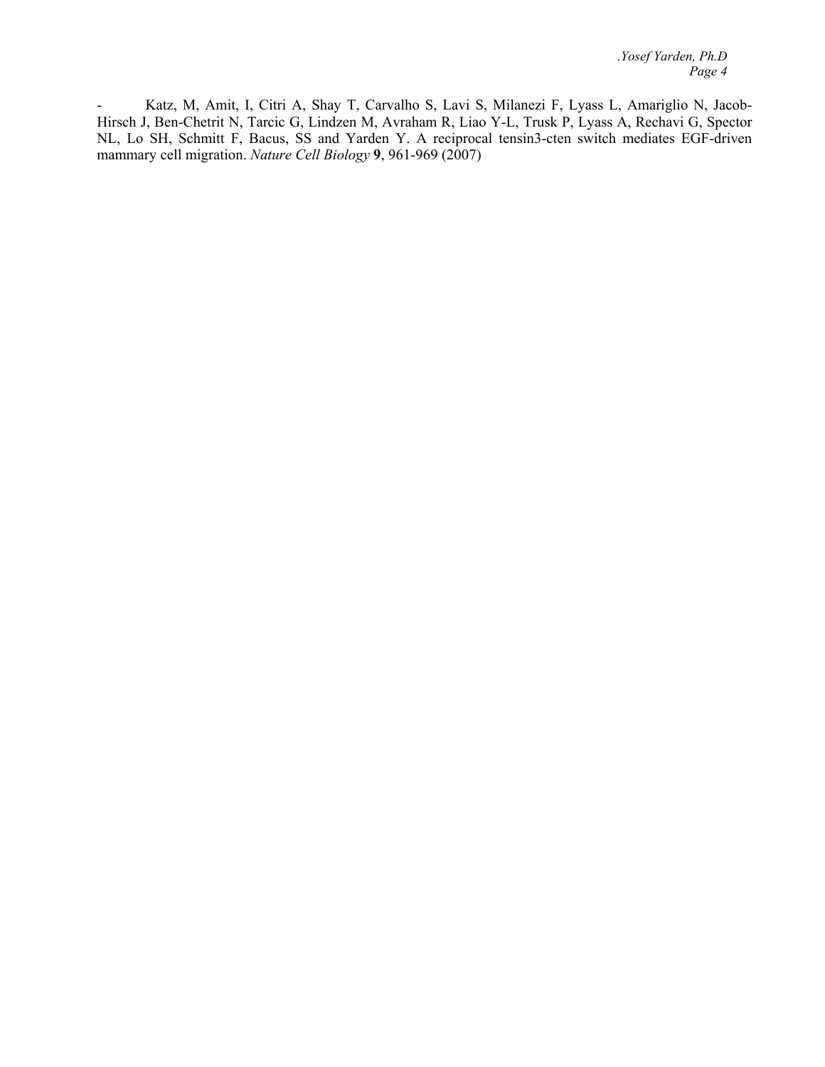- Katz, M, Amit, I, Citri A, Shay T, Carvalho S, Lavi S, Milanezi F, Lyass L, Amariglio N, Jacob-Hirsch J, Ben-Chetrit N, Tarcic G, Lindzen M, Avraham R, Liao Y-L, Trusk P, Lyass A, Rechavi G, Spector NL, Lo SH, Schmitt F, Bacus, SS and Yarden Y. A reciprocal tensin3-cten switch mediates EGF-driven mammary cell migration. *Nature Cell Biology* **9**, 961-969 (2007)